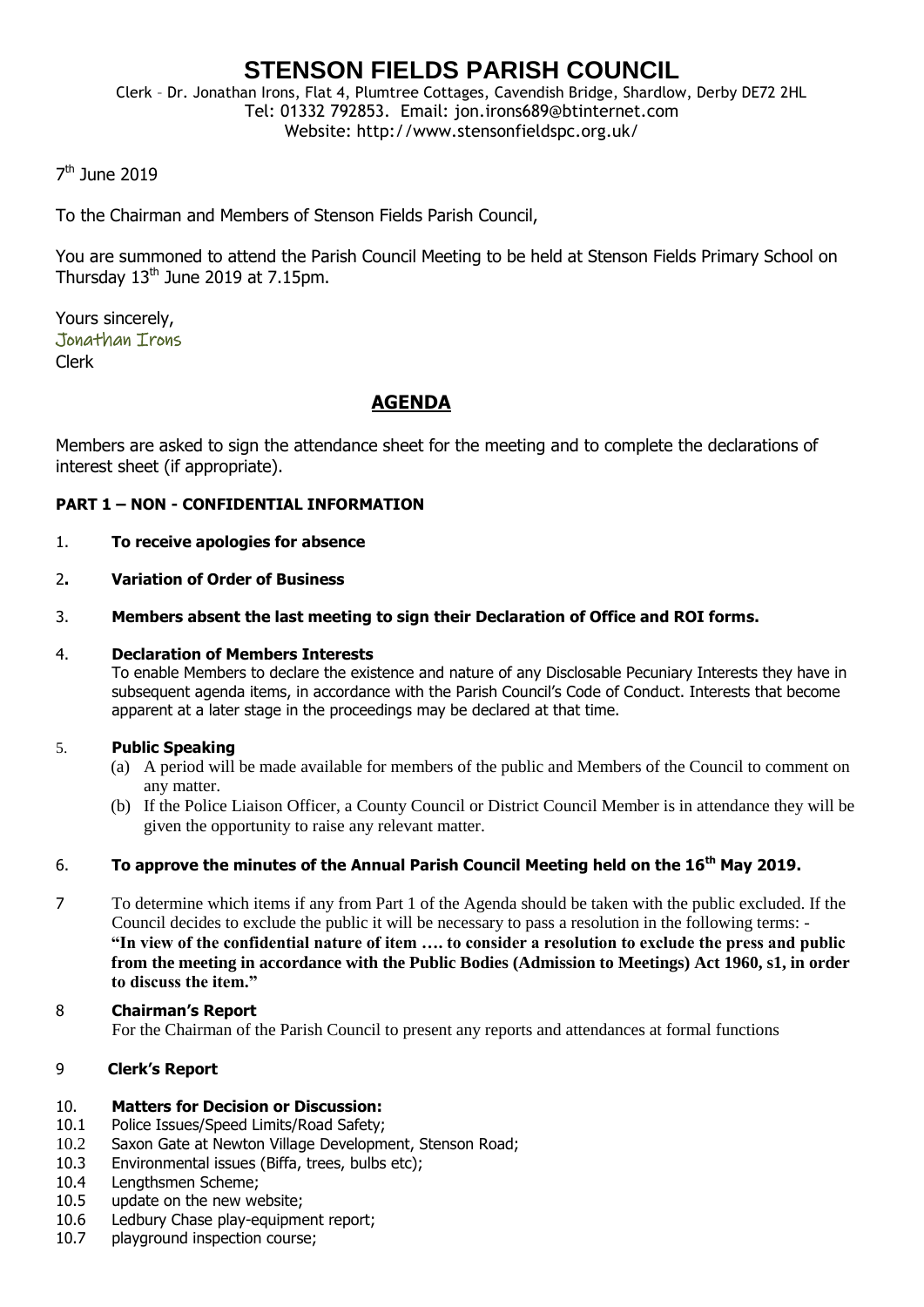# STENSON FIELDS PARISH COUNCIL

Clerk – Dr. Jonathan Irons, Flat 4, Plumtree Cottages, Cavendish Bridge, Shardlow, Derby DE72 2HL
Tel: 01332 792853. Email: jon.irons689@btinternet.com
Website: http://www.stensonfieldspc.org.uk/

7th June 2019

To the Chairman and Members of Stenson Fields Parish Council,

You are summoned to attend the Parish Council Meeting to be held at Stenson Fields Primary School on Thursday 13th June 2019 at 7.15pm.

Yours sincerely,
Jonathan Irons
Clerk

## AGENDA

Members are asked to sign the attendance sheet for the meeting and to complete the declarations of interest sheet (if appropriate).

**PART 1 – NON - CONFIDENTIAL INFORMATION**

1. **To receive apologies for absence**

2. **Variation of Order of Business**

3. **Members absent the last meeting to sign their Declaration of Office and ROI forms.**

4. **Declaration of Members Interests**
   To enable Members to declare the existence and nature of any Disclosable Pecuniary Interests they have in subsequent agenda items, in accordance with the Parish Council's Code of Conduct. Interests that become apparent at a later stage in the proceedings may be declared at that time.

5. **Public Speaking**
   (a) A period will be made available for members of the public and Members of the Council to comment on any matter.
   (b) If the Police Liaison Officer, a County Council or District Council Member is in attendance they will be given the opportunity to raise any relevant matter.

6. **To approve the minutes of the Annual Parish Council Meeting held on the 16th May 2019.**

7. To determine which items if any from Part 1 of the Agenda should be taken with the public excluded. If the Council decides to exclude the public it will be necessary to pass a resolution in the following terms: - **"In view of the confidential nature of item …. to consider a resolution to exclude the press and public from the meeting in accordance with the Public Bodies (Admission to Meetings) Act 1960, s1, in order to discuss the item."**

8. **Chairman's Report**
   For the Chairman of the Parish Council to present any reports and attendances at formal functions

9. **Clerk's Report**

10. **Matters for Decision or Discussion:**

   10.1 Police Issues/Speed Limits/Road Safety;
   10.2 Saxon Gate at Newton Village Development, Stenson Road;
   10.3 Environmental issues (Biffa, trees, bulbs etc);
   10.4 Lengthsmen Scheme;
   10.5 update on the new website;
   10.6 Ledbury Chase play-equipment report;
   10.7 playground inspection course;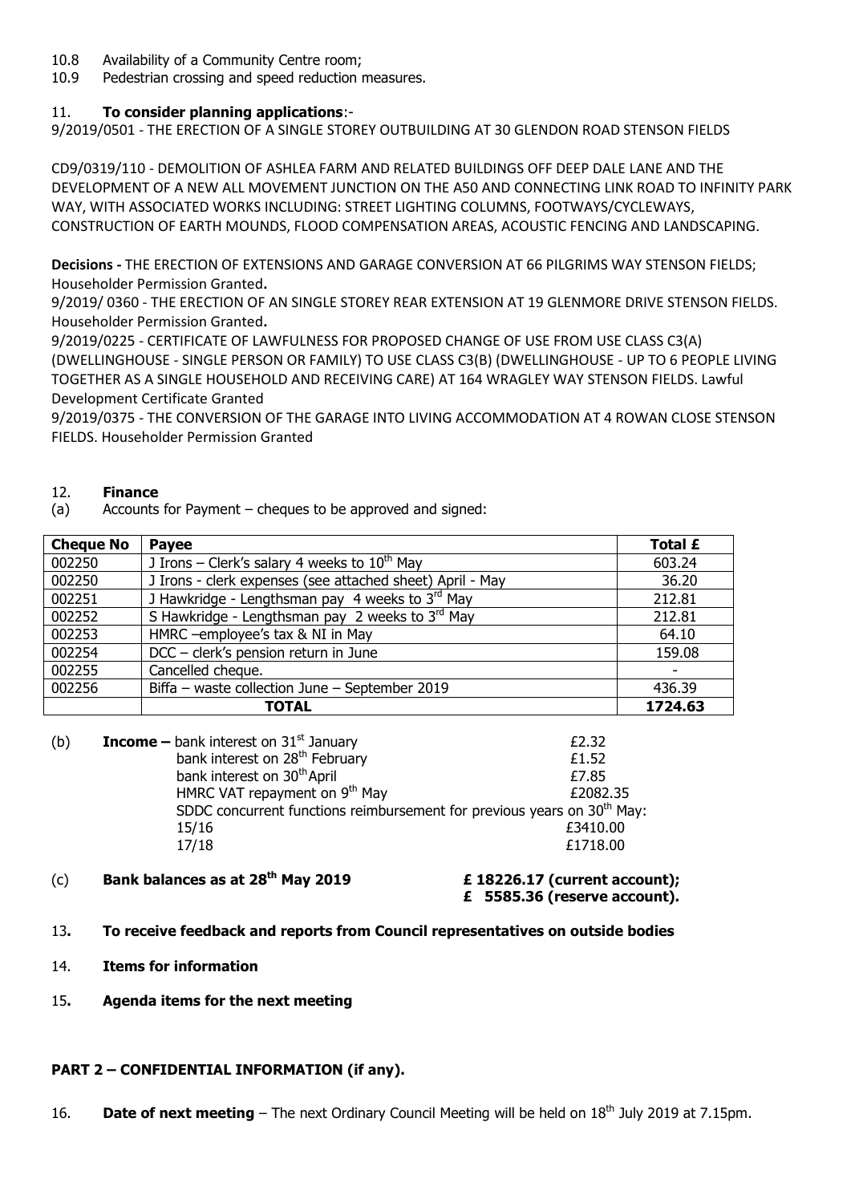10.8 Availability of a Community Centre room;

10.9 Pedestrian crossing and speed reduction measures.

11. **To consider planning applications**:-

9/2019/0501 - THE ERECTION OF A SINGLE STOREY OUTBUILDING AT 30 GLENDON ROAD STENSON FIELDS

CD9/0319/110 - DEMOLITION OF ASHLEA FARM AND RELATED BUILDINGS OFF DEEP DALE LANE AND THE DEVELOPMENT OF A NEW ALL MOVEMENT JUNCTION ON THE A50 AND CONNECTING LINK ROAD TO INFINITY PARK WAY, WITH ASSOCIATED WORKS INCLUDING: STREET LIGHTING COLUMNS, FOOTWAYS/CYCLEWAYS, CONSTRUCTION OF EARTH MOUNDS, FLOOD COMPENSATION AREAS, ACOUSTIC FENCING AND LANDSCAPING.

**Decisions -** THE ERECTION OF EXTENSIONS AND GARAGE CONVERSION AT 66 PILGRIMS WAY STENSON FIELDS; Householder Permission Granted**.**

9/2019/ 0360 - THE ERECTION OF AN SINGLE STOREY REAR EXTENSION AT 19 GLENMORE DRIVE STENSON FIELDS. Householder Permission Granted**.**

9/2019/0225 - CERTIFICATE OF LAWFULNESS FOR PROPOSED CHANGE OF USE FROM USE CLASS C3(A) (DWELLINGHOUSE - SINGLE PERSON OR FAMILY) TO USE CLASS C3(B) (DWELLINGHOUSE - UP TO 6 PEOPLE LIVING TOGETHER AS A SINGLE HOUSEHOLD AND RECEIVING CARE) AT 164 WRAGLEY WAY STENSON FIELDS. Lawful Development Certificate Granted

9/2019/0375 - THE CONVERSION OF THE GARAGE INTO LIVING ACCOMMODATION AT 4 ROWAN CLOSE STENSON FIELDS. Householder Permission Granted

12. **Finance**

(a) Accounts for Payment – cheques to be approved and signed:

| Cheque No | Payee | Total £ |
|---|---|---|
| 002250 | J Irons – Clerk's salary 4 weeks to 10th May | 603.24 |
| 002250 | J Irons - clerk expenses (see attached sheet) April - May | 36.20 |
| 002251 | J Hawkridge - Lengthsman pay 4 weeks to 3rd May | 212.81 |
| 002252 | S Hawkridge - Lengthsman pay 2 weeks to 3rd May | 212.81 |
| 002253 | HMRC –employee's tax & NI in May | 64.10 |
| 002254 | DCC – clerk's pension return in June | 159.08 |
| 002255 | Cancelled cheque. | - |
| 002256 | Biffa – waste collection June – September 2019 | 436.39 |
| | **TOTAL** | **1724.63** |

(b) **Income –** bank interest on 31st January £2.32

bank interest on 28th February £1.52

bank interest on 30th April £7.85

HMRC VAT repayment on 9th May £2082.35

SDDC concurrent functions reimbursement for previous years on 30th May:

15/16 £3410.00

17/18 £1718.00

(c) **Bank balances as at 28th May 2019** **£ 18226.17 (current account);**
**£ 5585.36 (reserve account).**

13**. To receive feedback and reports from Council representatives on outside bodies**

14. **Items for information**

15**. Agenda items for the next meeting**

**PART 2 – CONFIDENTIAL INFORMATION (if any).**

16. **Date of next meeting** – The next Ordinary Council Meeting will be held on 18th July 2019 at 7.15pm.